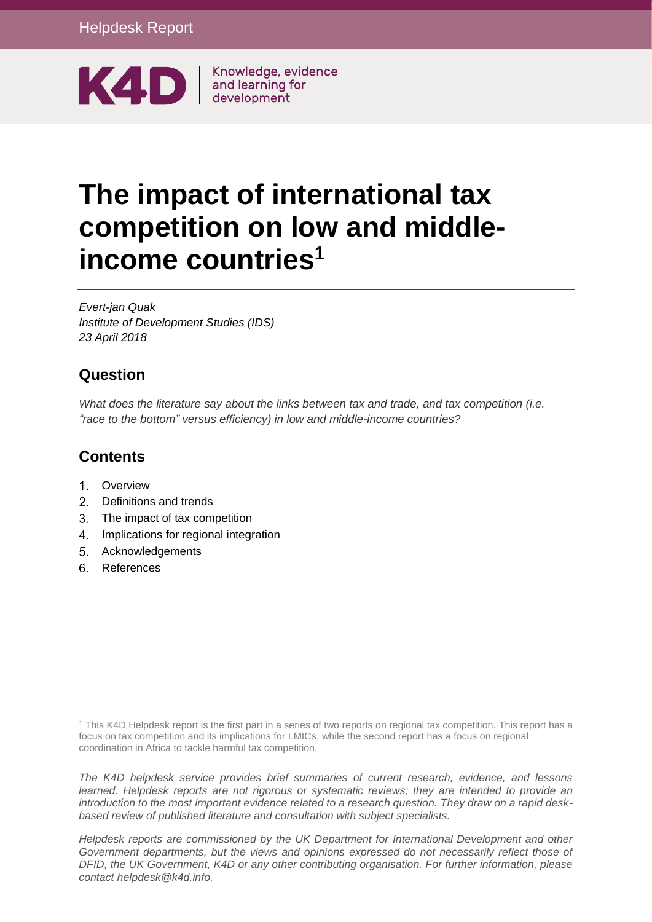Helpdesk Report

K4D | Knowledge, evidence and learning for development

# The impact of international tax competition on low and middle-income countries[1]

*Evert-jan Quak*
*Institute of Development Studies (IDS)*
*23 April 2018*

## Question

*What does the literature say about the links between tax and trade, and tax competition (i.e. "race to the bottom" versus efficiency) in low and middle-income countries?*

## Contents

1. Overview
2. Definitions and trends
3. The impact of tax competition
4. Implications for regional integration
5. Acknowledgements
6. References

[1] This K4D Helpdesk report is the first part in a series of two reports on regional tax competition. This report has a focus on tax competition and its implications for LMICs, while the second report has a focus on regional coordination in Africa to tackle harmful tax competition.

*The K4D helpdesk service provides brief summaries of current research, evidence, and lessons learned. Helpdesk reports are not rigorous or systematic reviews; they are intended to provide an introduction to the most important evidence related to a research question. They draw on a rapid desk-based review of published literature and consultation with subject specialists.*

*Helpdesk reports are commissioned by the UK Department for International Development and other Government departments, but the views and opinions expressed do not necessarily reflect those of DFID, the UK Government, K4D or any other contributing organisation. For further information, please contact helpdesk@k4d.info.*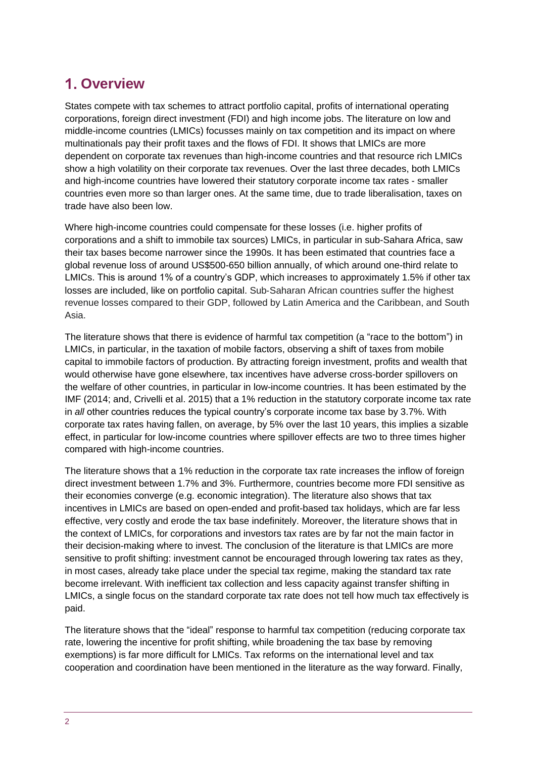## 1. Overview

States compete with tax schemes to attract portfolio capital, profits of international operating corporations, foreign direct investment (FDI) and high income jobs. The literature on low and middle-income countries (LMICs) focusses mainly on tax competition and its impact on where multinationals pay their profit taxes and the flows of FDI. It shows that LMICs are more dependent on corporate tax revenues than high-income countries and that resource rich LMICs show a high volatility on their corporate tax revenues. Over the last three decades, both LMICs and high-income countries have lowered their statutory corporate income tax rates - smaller countries even more so than larger ones. At the same time, due to trade liberalisation, taxes on trade have also been low.

Where high-income countries could compensate for these losses (i.e. higher profits of corporations and a shift to immobile tax sources) LMICs, in particular in sub-Sahara Africa, saw their tax bases become narrower since the 1990s. It has been estimated that countries face a global revenue loss of around US$500-650 billion annually, of which around one-third relate to LMICs. This is around 1% of a country's GDP, which increases to approximately 1.5% if other tax losses are included, like on portfolio capital. Sub-Saharan African countries suffer the highest revenue losses compared to their GDP, followed by Latin America and the Caribbean, and South Asia.

The literature shows that there is evidence of harmful tax competition (a "race to the bottom") in LMICs, in particular, in the taxation of mobile factors, observing a shift of taxes from mobile capital to immobile factors of production. By attracting foreign investment, profits and wealth that would otherwise have gone elsewhere, tax incentives have adverse cross-border spillovers on the welfare of other countries, in particular in low-income countries. It has been estimated by the IMF (2014; and, Crivelli et al. 2015) that a 1% reduction in the statutory corporate income tax rate in *all* other countries reduces the typical country's corporate income tax base by 3.7%. With corporate tax rates having fallen, on average, by 5% over the last 10 years, this implies a sizable effect, in particular for low-income countries where spillover effects are two to three times higher compared with high-income countries.

The literature shows that a 1% reduction in the corporate tax rate increases the inflow of foreign direct investment between 1.7% and 3%. Furthermore, countries become more FDI sensitive as their economies converge (e.g. economic integration). The literature also shows that tax incentives in LMICs are based on open-ended and profit-based tax holidays, which are far less effective, very costly and erode the tax base indefinitely. Moreover, the literature shows that in the context of LMICs, for corporations and investors tax rates are by far not the main factor in their decision-making where to invest. The conclusion of the literature is that LMICs are more sensitive to profit shifting: investment cannot be encouraged through lowering tax rates as they, in most cases, already take place under the special tax regime, making the standard tax rate become irrelevant. With inefficient tax collection and less capacity against transfer shifting in LMICs, a single focus on the standard corporate tax rate does not tell how much tax effectively is paid.

The literature shows that the "ideal" response to harmful tax competition (reducing corporate tax rate, lowering the incentive for profit shifting, while broadening the tax base by removing exemptions) is far more difficult for LMICs. Tax reforms on the international level and tax cooperation and coordination have been mentioned in the literature as the way forward. Finally,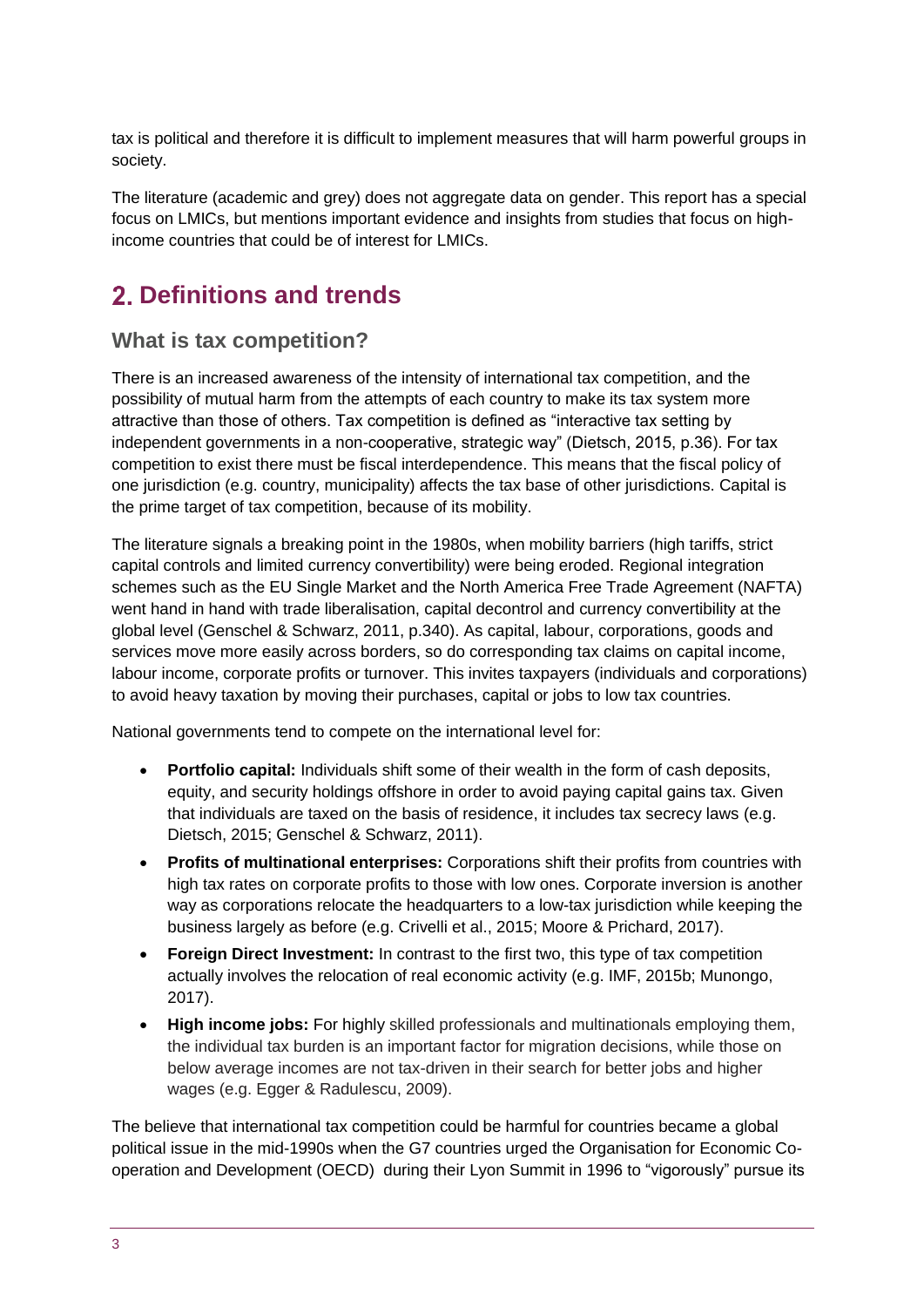tax is political and therefore it is difficult to implement measures that will harm powerful groups in society.

The literature (academic and grey) does not aggregate data on gender. This report has a special focus on LMICs, but mentions important evidence and insights from studies that focus on high-income countries that could be of interest for LMICs.

## 2. Definitions and trends

### What is tax competition?

There is an increased awareness of the intensity of international tax competition, and the possibility of mutual harm from the attempts of each country to make its tax system more attractive than those of others. Tax competition is defined as "interactive tax setting by independent governments in a non-cooperative, strategic way" (Dietsch, 2015, p.36). For tax competition to exist there must be fiscal interdependence. This means that the fiscal policy of one jurisdiction (e.g. country, municipality) affects the tax base of other jurisdictions. Capital is the prime target of tax competition, because of its mobility.

The literature signals a breaking point in the 1980s, when mobility barriers (high tariffs, strict capital controls and limited currency convertibility) were being eroded. Regional integration schemes such as the EU Single Market and the North America Free Trade Agreement (NAFTA) went hand in hand with trade liberalisation, capital decontrol and currency convertibility at the global level (Genschel & Schwarz, 2011, p.340). As capital, labour, corporations, goods and services move more easily across borders, so do corresponding tax claims on capital income, labour income, corporate profits or turnover. This invites taxpayers (individuals and corporations) to avoid heavy taxation by moving their purchases, capital or jobs to low tax countries.

National governments tend to compete on the international level for:

- **Portfolio capital:** Individuals shift some of their wealth in the form of cash deposits, equity, and security holdings offshore in order to avoid paying capital gains tax. Given that individuals are taxed on the basis of residence, it includes tax secrecy laws (e.g. Dietsch, 2015; Genschel & Schwarz, 2011).
- **Profits of multinational enterprises:** Corporations shift their profits from countries with high tax rates on corporate profits to those with low ones. Corporate inversion is another way as corporations relocate the headquarters to a low-tax jurisdiction while keeping the business largely as before (e.g. Crivelli et al., 2015; Moore & Prichard, 2017).
- **Foreign Direct Investment:** In contrast to the first two, this type of tax competition actually involves the relocation of real economic activity (e.g. IMF, 2015b; Munongo, 2017).
- **High income jobs:** For highly skilled professionals and multinationals employing them, the individual tax burden is an important factor for migration decisions, while those on below average incomes are not tax-driven in their search for better jobs and higher wages (e.g. Egger & Radulescu, 2009).

The believe that international tax competition could be harmful for countries became a global political issue in the mid-1990s when the G7 countries urged the Organisation for Economic Co-operation and Development (OECD) during their Lyon Summit in 1996 to "vigorously" pursue its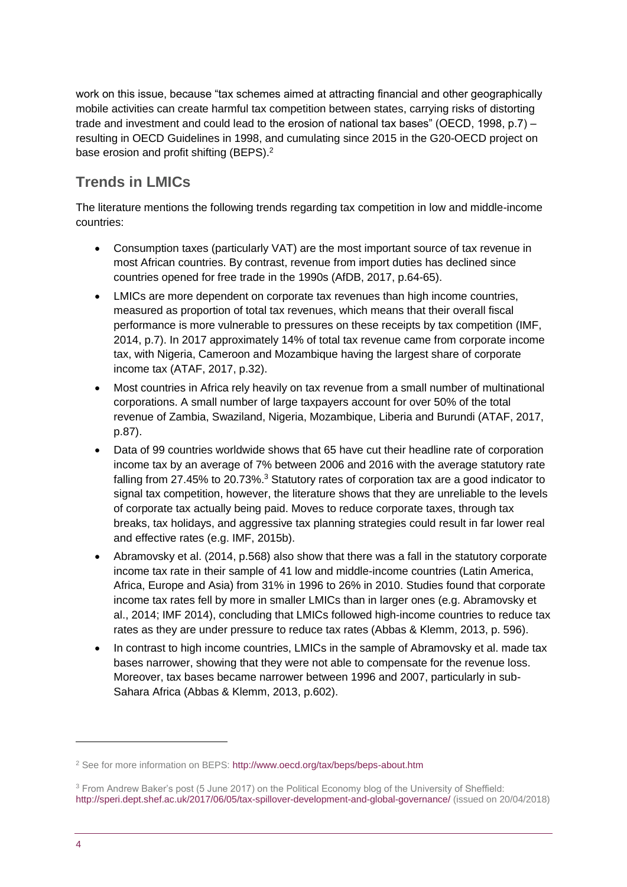work on this issue, because "tax schemes aimed at attracting financial and other geographically mobile activities can create harmful tax competition between states, carrying risks of distorting trade and investment and could lead to the erosion of national tax bases" (OECD, 1998, p.7) – resulting in OECD Guidelines in 1998, and cumulating since 2015 in the G20-OECD project on base erosion and profit shifting (BEPS).[2]

## Trends in LMICs

The literature mentions the following trends regarding tax competition in low and middle-income countries:

- Consumption taxes (particularly VAT) are the most important source of tax revenue in most African countries. By contrast, revenue from import duties has declined since countries opened for free trade in the 1990s (AfDB, 2017, p.64-65).
- LMICs are more dependent on corporate tax revenues than high income countries, measured as proportion of total tax revenues, which means that their overall fiscal performance is more vulnerable to pressures on these receipts by tax competition (IMF, 2014, p.7). In 2017 approximately 14% of total tax revenue came from corporate income tax, with Nigeria, Cameroon and Mozambique having the largest share of corporate income tax (ATAF, 2017, p.32).
- Most countries in Africa rely heavily on tax revenue from a small number of multinational corporations. A small number of large taxpayers account for over 50% of the total revenue of Zambia, Swaziland, Nigeria, Mozambique, Liberia and Burundi (ATAF, 2017, p.87).
- Data of 99 countries worldwide shows that 65 have cut their headline rate of corporation income tax by an average of 7% between 2006 and 2016 with the average statutory rate falling from 27.45% to 20.73%.[3] Statutory rates of corporation tax are a good indicator to signal tax competition, however, the literature shows that they are unreliable to the levels of corporate tax actually being paid. Moves to reduce corporate taxes, through tax breaks, tax holidays, and aggressive tax planning strategies could result in far lower real and effective rates (e.g. IMF, 2015b).
- Abramovsky et al. (2014, p.568) also show that there was a fall in the statutory corporate income tax rate in their sample of 41 low and middle-income countries (Latin America, Africa, Europe and Asia) from 31% in 1996 to 26% in 2010. Studies found that corporate income tax rates fell by more in smaller LMICs than in larger ones (e.g. Abramovsky et al., 2014; IMF 2014), concluding that LMICs followed high-income countries to reduce tax rates as they are under pressure to reduce tax rates (Abbas & Klemm, 2013, p. 596).
- In contrast to high income countries, LMICs in the sample of Abramovsky et al. made tax bases narrower, showing that they were not able to compensate for the revenue loss. Moreover, tax bases became narrower between 1996 and 2007, particularly in sub-Sahara Africa (Abbas & Klemm, 2013, p.602).

---

[2] See for more information on BEPS: http://www.oecd.org/tax/beps/beps-about.htm

[3] From Andrew Baker's post (5 June 2017) on the Political Economy blog of the University of Sheffield: http://speri.dept.shef.ac.uk/2017/06/05/tax-spillover-development-and-global-governance/ (issued on 20/04/2018)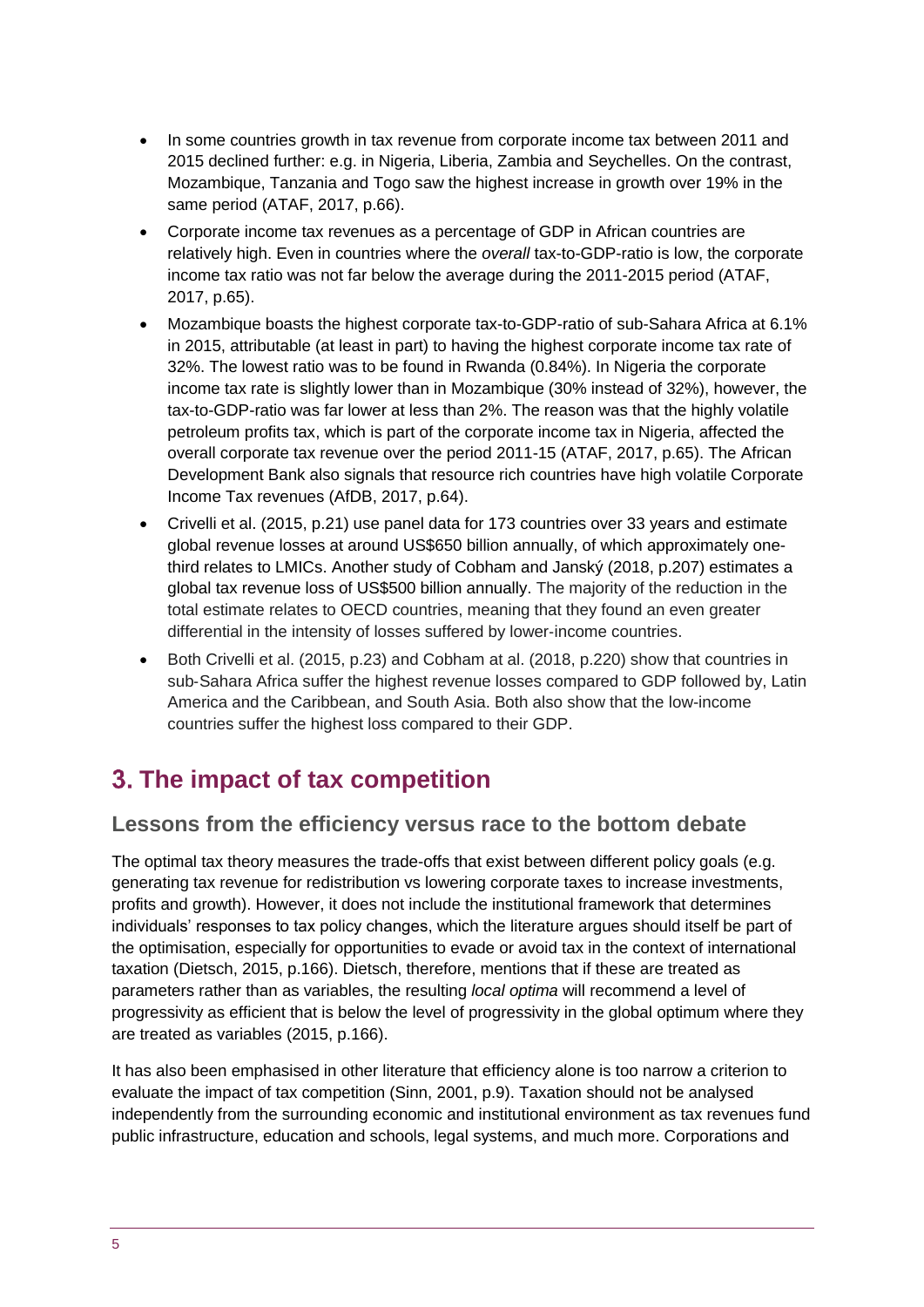- In some countries growth in tax revenue from corporate income tax between 2011 and 2015 declined further: e.g. in Nigeria, Liberia, Zambia and Seychelles. On the contrast, Mozambique, Tanzania and Togo saw the highest increase in growth over 19% in the same period (ATAF, 2017, p.66).
- Corporate income tax revenues as a percentage of GDP in African countries are relatively high. Even in countries where the *overall* tax-to-GDP-ratio is low, the corporate income tax ratio was not far below the average during the 2011-2015 period (ATAF, 2017, p.65).
- Mozambique boasts the highest corporate tax-to-GDP-ratio of sub-Sahara Africa at 6.1% in 2015, attributable (at least in part) to having the highest corporate income tax rate of 32%. The lowest ratio was to be found in Rwanda (0.84%). In Nigeria the corporate income tax rate is slightly lower than in Mozambique (30% instead of 32%), however, the tax-to-GDP-ratio was far lower at less than 2%. The reason was that the highly volatile petroleum profits tax, which is part of the corporate income tax in Nigeria, affected the overall corporate tax revenue over the period 2011-15 (ATAF, 2017, p.65). The African Development Bank also signals that resource rich countries have high volatile Corporate Income Tax revenues (AfDB, 2017, p.64).
- Crivelli et al. (2015, p.21) use panel data for 173 countries over 33 years and estimate global revenue losses at around US$650 billion annually, of which approximately one-third relates to LMICs. Another study of Cobham and Janský (2018, p.207) estimates a global tax revenue loss of US$500 billion annually. The majority of the reduction in the total estimate relates to OECD countries, meaning that they found an even greater differential in the intensity of losses suffered by lower-income countries.
- Both Crivelli et al. (2015, p.23) and Cobham at al. (2018, p.220) show that countries in sub-Sahara Africa suffer the highest revenue losses compared to GDP followed by, Latin America and the Caribbean, and South Asia. Both also show that the low-income countries suffer the highest loss compared to their GDP.

# 3. The impact of tax competition

## Lessons from the efficiency versus race to the bottom debate

The optimal tax theory measures the trade-offs that exist between different policy goals (e.g. generating tax revenue for redistribution vs lowering corporate taxes to increase investments, profits and growth). However, it does not include the institutional framework that determines individuals' responses to tax policy changes, which the literature argues should itself be part of the optimisation, especially for opportunities to evade or avoid tax in the context of international taxation (Dietsch, 2015, p.166). Dietsch, therefore, mentions that if these are treated as parameters rather than as variables, the resulting *local optima* will recommend a level of progressivity as efficient that is below the level of progressivity in the global optimum where they are treated as variables (2015, p.166).

It has also been emphasised in other literature that efficiency alone is too narrow a criterion to evaluate the impact of tax competition (Sinn, 2001, p.9). Taxation should not be analysed independently from the surrounding economic and institutional environment as tax revenues fund public infrastructure, education and schools, legal systems, and much more. Corporations and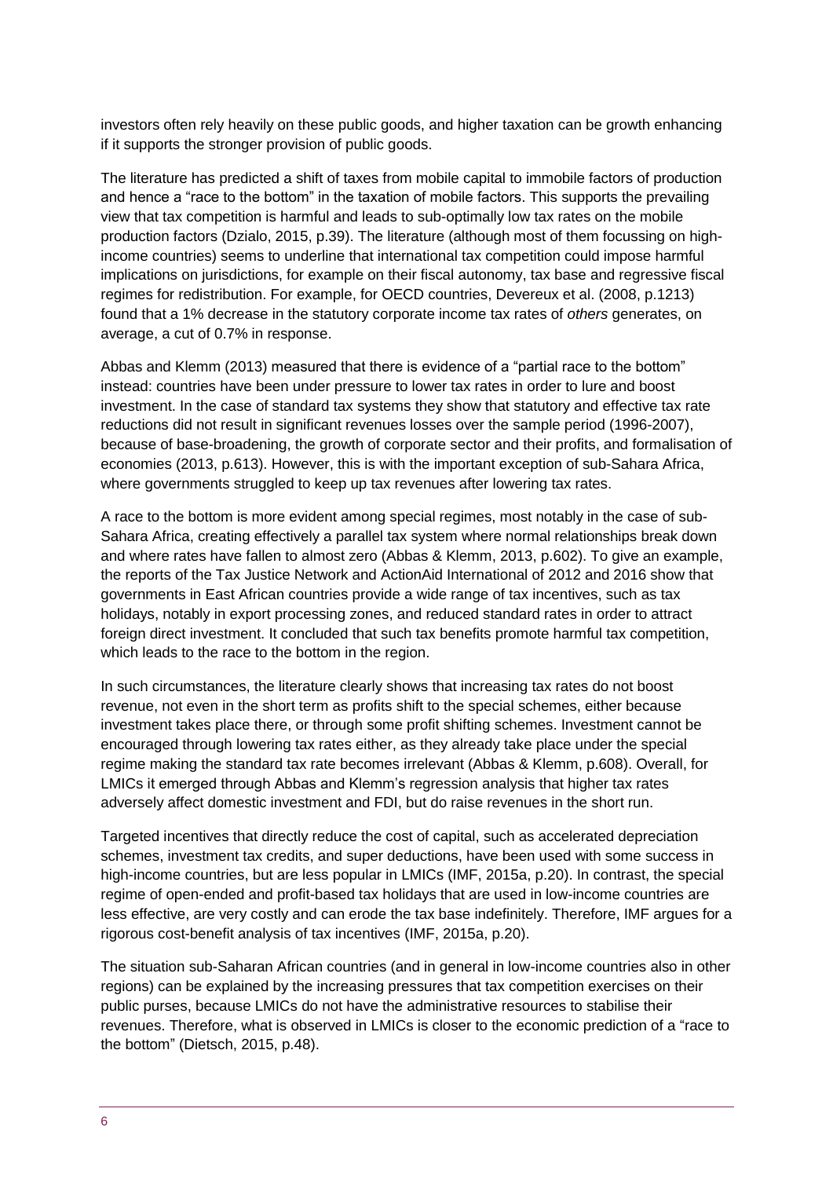investors often rely heavily on these public goods, and higher taxation can be growth enhancing if it supports the stronger provision of public goods.

The literature has predicted a shift of taxes from mobile capital to immobile factors of production and hence a "race to the bottom" in the taxation of mobile factors. This supports the prevailing view that tax competition is harmful and leads to sub-optimally low tax rates on the mobile production factors (Dzialo, 2015, p.39). The literature (although most of them focussing on high-income countries) seems to underline that international tax competition could impose harmful implications on jurisdictions, for example on their fiscal autonomy, tax base and regressive fiscal regimes for redistribution. For example, for OECD countries, Devereux et al. (2008, p.1213) found that a 1% decrease in the statutory corporate income tax rates of *others* generates, on average, a cut of 0.7% in response.

Abbas and Klemm (2013) measured that there is evidence of a "partial race to the bottom" instead: countries have been under pressure to lower tax rates in order to lure and boost investment. In the case of standard tax systems they show that statutory and effective tax rate reductions did not result in significant revenues losses over the sample period (1996-2007), because of base-broadening, the growth of corporate sector and their profits, and formalisation of economies (2013, p.613). However, this is with the important exception of sub-Sahara Africa, where governments struggled to keep up tax revenues after lowering tax rates.

A race to the bottom is more evident among special regimes, most notably in the case of sub-Sahara Africa, creating effectively a parallel tax system where normal relationships break down and where rates have fallen to almost zero (Abbas & Klemm, 2013, p.602). To give an example, the reports of the Tax Justice Network and ActionAid International of 2012 and 2016 show that governments in East African countries provide a wide range of tax incentives, such as tax holidays, notably in export processing zones, and reduced standard rates in order to attract foreign direct investment. It concluded that such tax benefits promote harmful tax competition, which leads to the race to the bottom in the region.

In such circumstances, the literature clearly shows that increasing tax rates do not boost revenue, not even in the short term as profits shift to the special schemes, either because investment takes place there, or through some profit shifting schemes. Investment cannot be encouraged through lowering tax rates either, as they already take place under the special regime making the standard tax rate becomes irrelevant (Abbas & Klemm, p.608). Overall, for LMICs it emerged through Abbas and Klemm's regression analysis that higher tax rates adversely affect domestic investment and FDI, but do raise revenues in the short run.

Targeted incentives that directly reduce the cost of capital, such as accelerated depreciation schemes, investment tax credits, and super deductions, have been used with some success in high-income countries, but are less popular in LMICs (IMF, 2015a, p.20). In contrast, the special regime of open-ended and profit-based tax holidays that are used in low-income countries are less effective, are very costly and can erode the tax base indefinitely. Therefore, IMF argues for a rigorous cost-benefit analysis of tax incentives (IMF, 2015a, p.20).

The situation sub-Saharan African countries (and in general in low-income countries also in other regions) can be explained by the increasing pressures that tax competition exercises on their public purses, because LMICs do not have the administrative resources to stabilise their revenues. Therefore, what is observed in LMICs is closer to the economic prediction of a "race to the bottom" (Dietsch, 2015, p.48).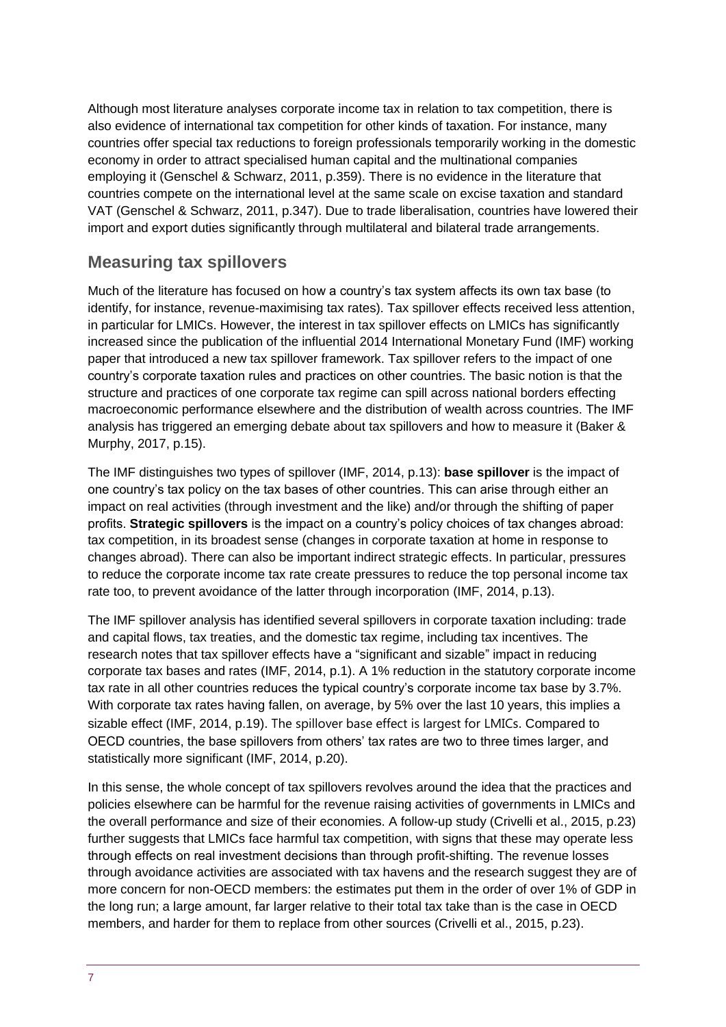Although most literature analyses corporate income tax in relation to tax competition, there is also evidence of international tax competition for other kinds of taxation. For instance, many countries offer special tax reductions to foreign professionals temporarily working in the domestic economy in order to attract specialised human capital and the multinational companies employing it (Genschel & Schwarz, 2011, p.359). There is no evidence in the literature that countries compete on the international level at the same scale on excise taxation and standard VAT (Genschel & Schwarz, 2011, p.347). Due to trade liberalisation, countries have lowered their import and export duties significantly through multilateral and bilateral trade arrangements.

## Measuring tax spillovers

Much of the literature has focused on how a country's tax system affects its own tax base (to identify, for instance, revenue-maximising tax rates). Tax spillover effects received less attention, in particular for LMICs. However, the interest in tax spillover effects on LMICs has significantly increased since the publication of the influential 2014 International Monetary Fund (IMF) working paper that introduced a new tax spillover framework. Tax spillover refers to the impact of one country's corporate taxation rules and practices on other countries. The basic notion is that the structure and practices of one corporate tax regime can spill across national borders effecting macroeconomic performance elsewhere and the distribution of wealth across countries. The IMF analysis has triggered an emerging debate about tax spillovers and how to measure it (Baker & Murphy, 2017, p.15).

The IMF distinguishes two types of spillover (IMF, 2014, p.13): **base spillover** is the impact of one country's tax policy on the tax bases of other countries. This can arise through either an impact on real activities (through investment and the like) and/or through the shifting of paper profits. **Strategic spillovers** is the impact on a country's policy choices of tax changes abroad: tax competition, in its broadest sense (changes in corporate taxation at home in response to changes abroad). There can also be important indirect strategic effects. In particular, pressures to reduce the corporate income tax rate create pressures to reduce the top personal income tax rate too, to prevent avoidance of the latter through incorporation (IMF, 2014, p.13).

The IMF spillover analysis has identified several spillovers in corporate taxation including: trade and capital flows, tax treaties, and the domestic tax regime, including tax incentives. The research notes that tax spillover effects have a "significant and sizable" impact in reducing corporate tax bases and rates (IMF, 2014, p.1). A 1% reduction in the statutory corporate income tax rate in all other countries reduces the typical country's corporate income tax base by 3.7%. With corporate tax rates having fallen, on average, by 5% over the last 10 years, this implies a sizable effect (IMF, 2014, p.19). The spillover base effect is largest for LMICs. Compared to OECD countries, the base spillovers from others' tax rates are two to three times larger, and statistically more significant (IMF, 2014, p.20).

In this sense, the whole concept of tax spillovers revolves around the idea that the practices and policies elsewhere can be harmful for the revenue raising activities of governments in LMICs and the overall performance and size of their economies. A follow-up study (Crivelli et al., 2015, p.23) further suggests that LMICs face harmful tax competition, with signs that these may operate less through effects on real investment decisions than through profit-shifting. The revenue losses through avoidance activities are associated with tax havens and the research suggest they are of more concern for non-OECD members: the estimates put them in the order of over 1% of GDP in the long run; a large amount, far larger relative to their total tax take than is the case in OECD members, and harder for them to replace from other sources (Crivelli et al., 2015, p.23).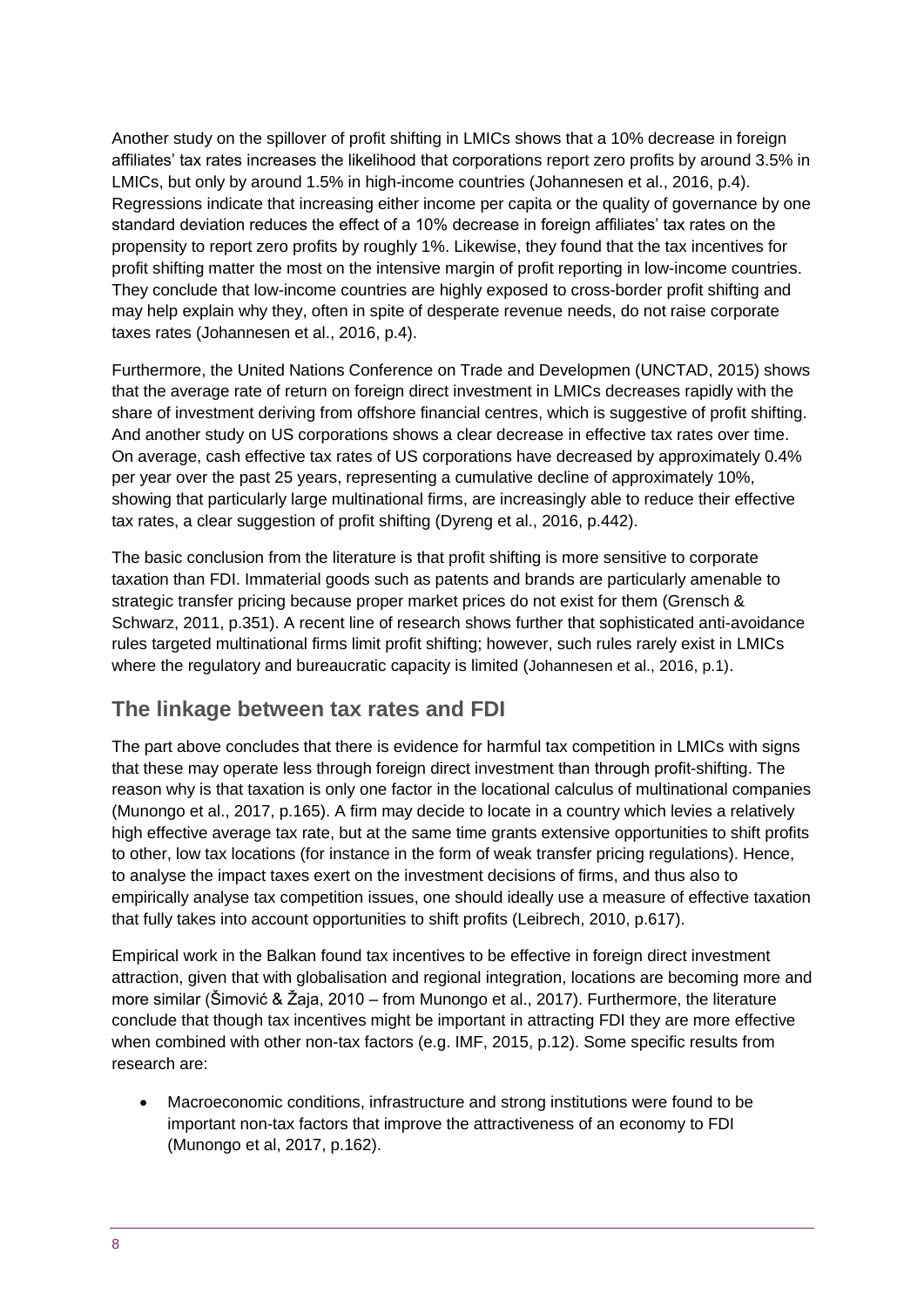Another study on the spillover of profit shifting in LMICs shows that a 10% decrease in foreign affiliates' tax rates increases the likelihood that corporations report zero profits by around 3.5% in LMICs, but only by around 1.5% in high-income countries (Johannesen et al., 2016, p.4). Regressions indicate that increasing either income per capita or the quality of governance by one standard deviation reduces the effect of a 10% decrease in foreign affiliates' tax rates on the propensity to report zero profits by roughly 1%. Likewise, they found that the tax incentives for profit shifting matter the most on the intensive margin of profit reporting in low-income countries. They conclude that low-income countries are highly exposed to cross-border profit shifting and may help explain why they, often in spite of desperate revenue needs, do not raise corporate taxes rates (Johannesen et al., 2016, p.4).

Furthermore, the United Nations Conference on Trade and Developmen (UNCTAD, 2015) shows that the average rate of return on foreign direct investment in LMICs decreases rapidly with the share of investment deriving from offshore financial centres, which is suggestive of profit shifting. And another study on US corporations shows a clear decrease in effective tax rates over time. On average, cash effective tax rates of US corporations have decreased by approximately 0.4% per year over the past 25 years, representing a cumulative decline of approximately 10%, showing that particularly large multinational firms, are increasingly able to reduce their effective tax rates, a clear suggestion of profit shifting (Dyreng et al., 2016, p.442).

The basic conclusion from the literature is that profit shifting is more sensitive to corporate taxation than FDI. Immaterial goods such as patents and brands are particularly amenable to strategic transfer pricing because proper market prices do not exist for them (Grensch & Schwarz, 2011, p.351). A recent line of research shows further that sophisticated anti-avoidance rules targeted multinational firms limit profit shifting; however, such rules rarely exist in LMICs where the regulatory and bureaucratic capacity is limited (Johannesen et al., 2016, p.1).

## The linkage between tax rates and FDI

The part above concludes that there is evidence for harmful tax competition in LMICs with signs that these may operate less through foreign direct investment than through profit-shifting. The reason why is that taxation is only one factor in the locational calculus of multinational companies (Munongo et al., 2017, p.165). A firm may decide to locate in a country which levies a relatively high effective average tax rate, but at the same time grants extensive opportunities to shift profits to other, low tax locations (for instance in the form of weak transfer pricing regulations). Hence, to analyse the impact taxes exert on the investment decisions of firms, and thus also to empirically analyse tax competition issues, one should ideally use a measure of effective taxation that fully takes into account opportunities to shift profits (Leibrech, 2010, p.617).

Empirical work in the Balkan found tax incentives to be effective in foreign direct investment attraction, given that with globalisation and regional integration, locations are becoming more and more similar (Šimović & Žaja, 2010 – from Munongo et al., 2017). Furthermore, the literature conclude that though tax incentives might be important in attracting FDI they are more effective when combined with other non-tax factors (e.g. IMF, 2015, p.12). Some specific results from research are:

- Macroeconomic conditions, infrastructure and strong institutions were found to be important non-tax factors that improve the attractiveness of an economy to FDI (Munongo et al, 2017, p.162).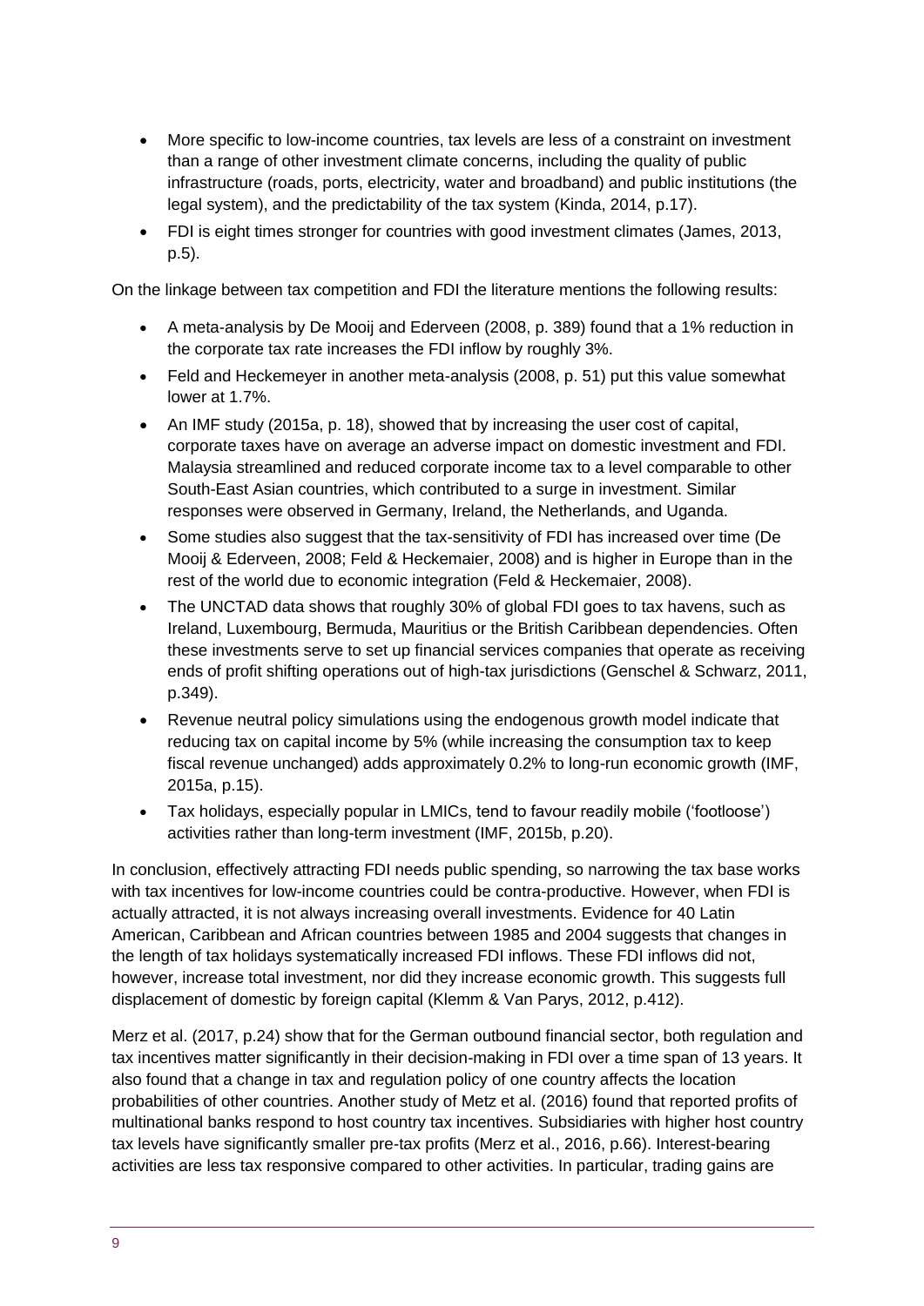- More specific to low-income countries, tax levels are less of a constraint on investment than a range of other investment climate concerns, including the quality of public infrastructure (roads, ports, electricity, water and broadband) and public institutions (the legal system), and the predictability of the tax system (Kinda, 2014, p.17).
- FDI is eight times stronger for countries with good investment climates (James, 2013, p.5).

On the linkage between tax competition and FDI the literature mentions the following results:

- A meta-analysis by De Mooij and Ederveen (2008, p. 389) found that a 1% reduction in the corporate tax rate increases the FDI inflow by roughly 3%.
- Feld and Heckemeyer in another meta-analysis (2008, p. 51) put this value somewhat lower at 1.7%.
- An IMF study (2015a, p. 18), showed that by increasing the user cost of capital, corporate taxes have on average an adverse impact on domestic investment and FDI. Malaysia streamlined and reduced corporate income tax to a level comparable to other South-East Asian countries, which contributed to a surge in investment. Similar responses were observed in Germany, Ireland, the Netherlands, and Uganda.
- Some studies also suggest that the tax-sensitivity of FDI has increased over time (De Mooij & Ederveen, 2008; Feld & Heckemaier, 2008) and is higher in Europe than in the rest of the world due to economic integration (Feld & Heckemaier, 2008).
- The UNCTAD data shows that roughly 30% of global FDI goes to tax havens, such as Ireland, Luxembourg, Bermuda, Mauritius or the British Caribbean dependencies. Often these investments serve to set up financial services companies that operate as receiving ends of profit shifting operations out of high-tax jurisdictions (Genschel & Schwarz, 2011, p.349).
- Revenue neutral policy simulations using the endogenous growth model indicate that reducing tax on capital income by 5% (while increasing the consumption tax to keep fiscal revenue unchanged) adds approximately 0.2% to long-run economic growth (IMF, 2015a, p.15).
- Tax holidays, especially popular in LMICs, tend to favour readily mobile ('footloose') activities rather than long-term investment (IMF, 2015b, p.20).

In conclusion, effectively attracting FDI needs public spending, so narrowing the tax base works with tax incentives for low-income countries could be contra-productive. However, when FDI is actually attracted, it is not always increasing overall investments. Evidence for 40 Latin American, Caribbean and African countries between 1985 and 2004 suggests that changes in the length of tax holidays systematically increased FDI inflows. These FDI inflows did not, however, increase total investment, nor did they increase economic growth. This suggests full displacement of domestic by foreign capital (Klemm & Van Parys, 2012, p.412).

Merz et al. (2017, p.24) show that for the German outbound financial sector, both regulation and tax incentives matter significantly in their decision-making in FDI over a time span of 13 years. It also found that a change in tax and regulation policy of one country affects the location probabilities of other countries. Another study of Metz et al. (2016) found that reported profits of multinational banks respond to host country tax incentives. Subsidiaries with higher host country tax levels have significantly smaller pre-tax profits (Merz et al., 2016, p.66). Interest-bearing activities are less tax responsive compared to other activities. In particular, trading gains are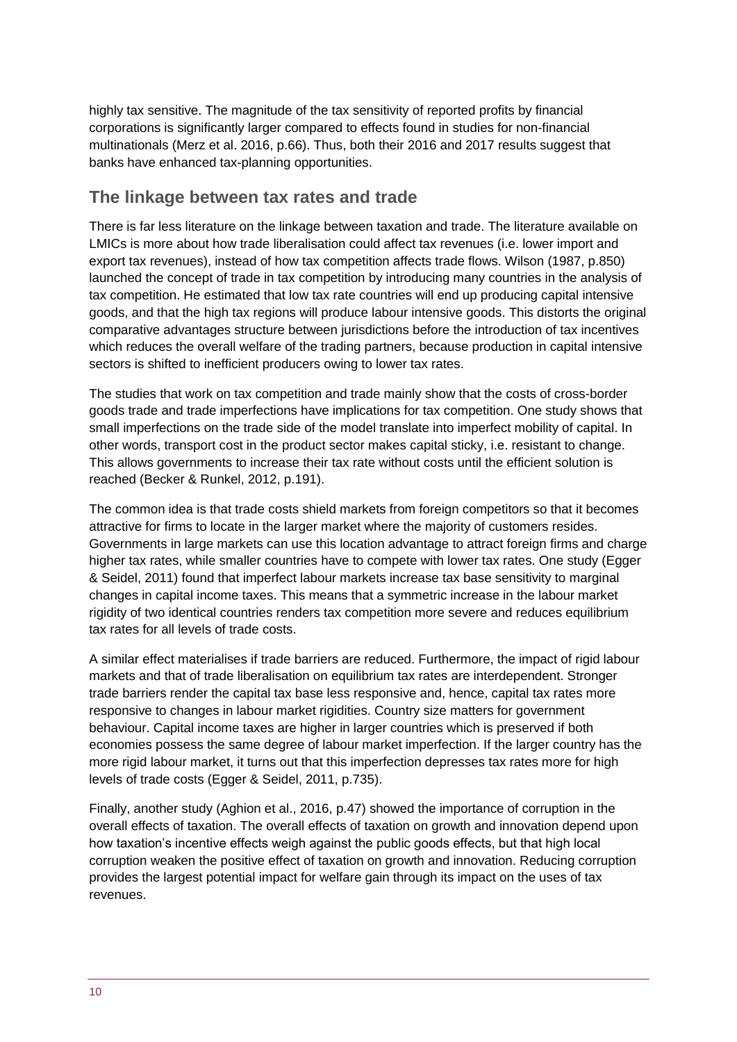highly tax sensitive. The magnitude of the tax sensitivity of reported profits by financial corporations is significantly larger compared to effects found in studies for non-financial multinationals (Merz et al. 2016, p.66). Thus, both their 2016 and 2017 results suggest that banks have enhanced tax-planning opportunities.

## The linkage between tax rates and trade

There is far less literature on the linkage between taxation and trade. The literature available on LMICs is more about how trade liberalisation could affect tax revenues (i.e. lower import and export tax revenues), instead of how tax competition affects trade flows. Wilson (1987, p.850) launched the concept of trade in tax competition by introducing many countries in the analysis of tax competition. He estimated that low tax rate countries will end up producing capital intensive goods, and that the high tax regions will produce labour intensive goods. This distorts the original comparative advantages structure between jurisdictions before the introduction of tax incentives which reduces the overall welfare of the trading partners, because production in capital intensive sectors is shifted to inefficient producers owing to lower tax rates.

The studies that work on tax competition and trade mainly show that the costs of cross-border goods trade and trade imperfections have implications for tax competition. One study shows that small imperfections on the trade side of the model translate into imperfect mobility of capital. In other words, transport cost in the product sector makes capital sticky, i.e. resistant to change. This allows governments to increase their tax rate without costs until the efficient solution is reached (Becker & Runkel, 2012, p.191).

The common idea is that trade costs shield markets from foreign competitors so that it becomes attractive for firms to locate in the larger market where the majority of customers resides. Governments in large markets can use this location advantage to attract foreign firms and charge higher tax rates, while smaller countries have to compete with lower tax rates. One study (Egger & Seidel, 2011) found that imperfect labour markets increase tax base sensitivity to marginal changes in capital income taxes. This means that a symmetric increase in the labour market rigidity of two identical countries renders tax competition more severe and reduces equilibrium tax rates for all levels of trade costs.

A similar effect materialises if trade barriers are reduced. Furthermore, the impact of rigid labour markets and that of trade liberalisation on equilibrium tax rates are interdependent. Stronger trade barriers render the capital tax base less responsive and, hence, capital tax rates more responsive to changes in labour market rigidities. Country size matters for government behaviour. Capital income taxes are higher in larger countries which is preserved if both economies possess the same degree of labour market imperfection. If the larger country has the more rigid labour market, it turns out that this imperfection depresses tax rates more for high levels of trade costs (Egger & Seidel, 2011, p.735).

Finally, another study (Aghion et al., 2016, p.47) showed the importance of corruption in the overall effects of taxation. The overall effects of taxation on growth and innovation depend upon how taxation's incentive effects weigh against the public goods effects, but that high local corruption weaken the positive effect of taxation on growth and innovation. Reducing corruption provides the largest potential impact for welfare gain through its impact on the uses of tax revenues.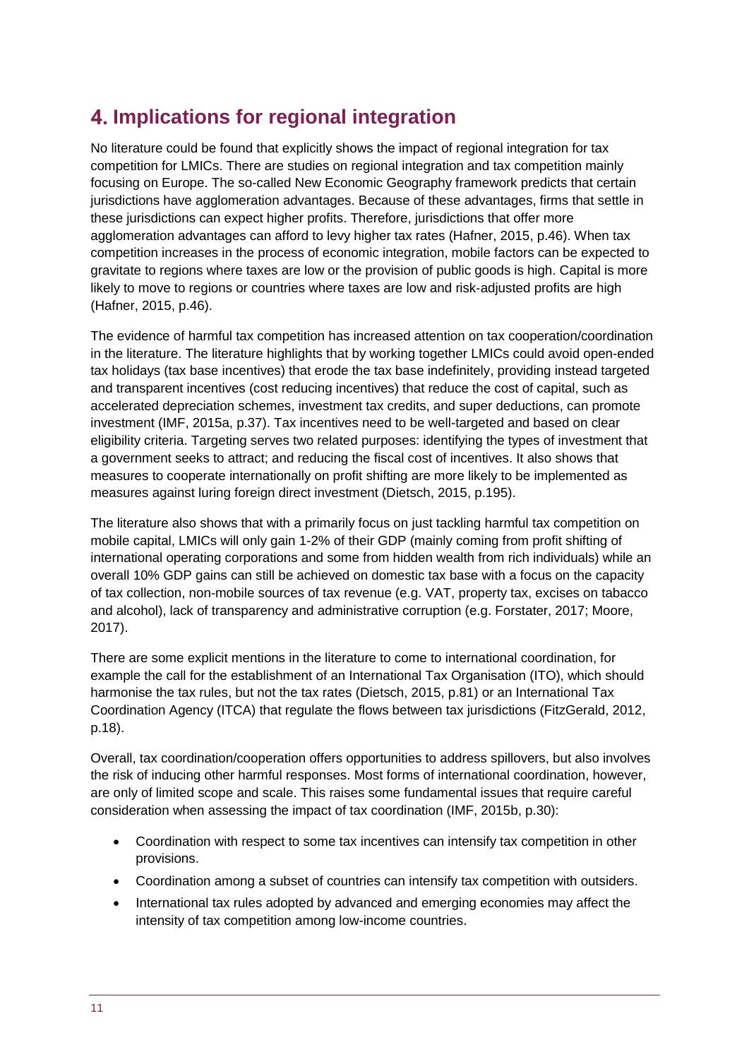# 4. Implications for regional integration

No literature could be found that explicitly shows the impact of regional integration for tax competition for LMICs. There are studies on regional integration and tax competition mainly focusing on Europe. The so-called New Economic Geography framework predicts that certain jurisdictions have agglomeration advantages. Because of these advantages, firms that settle in these jurisdictions can expect higher profits. Therefore, jurisdictions that offer more agglomeration advantages can afford to levy higher tax rates (Hafner, 2015, p.46). When tax competition increases in the process of economic integration, mobile factors can be expected to gravitate to regions where taxes are low or the provision of public goods is high. Capital is more likely to move to regions or countries where taxes are low and risk-adjusted profits are high (Hafner, 2015, p.46).

The evidence of harmful tax competition has increased attention on tax cooperation/coordination in the literature. The literature highlights that by working together LMICs could avoid open-ended tax holidays (tax base incentives) that erode the tax base indefinitely, providing instead targeted and transparent incentives (cost reducing incentives) that reduce the cost of capital, such as accelerated depreciation schemes, investment tax credits, and super deductions, can promote investment (IMF, 2015a, p.37). Tax incentives need to be well-targeted and based on clear eligibility criteria. Targeting serves two related purposes: identifying the types of investment that a government seeks to attract; and reducing the fiscal cost of incentives. It also shows that measures to cooperate internationally on profit shifting are more likely to be implemented as measures against luring foreign direct investment (Dietsch, 2015, p.195).

The literature also shows that with a primarily focus on just tackling harmful tax competition on mobile capital, LMICs will only gain 1-2% of their GDP (mainly coming from profit shifting of international operating corporations and some from hidden wealth from rich individuals) while an overall 10% GDP gains can still be achieved on domestic tax base with a focus on the capacity of tax collection, non-mobile sources of tax revenue (e.g. VAT, property tax, excises on tabacco and alcohol), lack of transparency and administrative corruption (e.g. Forstater, 2017; Moore, 2017).

There are some explicit mentions in the literature to come to international coordination, for example the call for the establishment of an International Tax Organisation (ITO), which should harmonise the tax rules, but not the tax rates (Dietsch, 2015, p.81) or an International Tax Coordination Agency (ITCA) that regulate the flows between tax jurisdictions (FitzGerald, 2012, p.18).

Overall, tax coordination/cooperation offers opportunities to address spillovers, but also involves the risk of inducing other harmful responses. Most forms of international coordination, however, are only of limited scope and scale. This raises some fundamental issues that require careful consideration when assessing the impact of tax coordination (IMF, 2015b, p.30):

- Coordination with respect to some tax incentives can intensify tax competition in other provisions.
- Coordination among a subset of countries can intensify tax competition with outsiders.
- International tax rules adopted by advanced and emerging economies may affect the intensity of tax competition among low-income countries.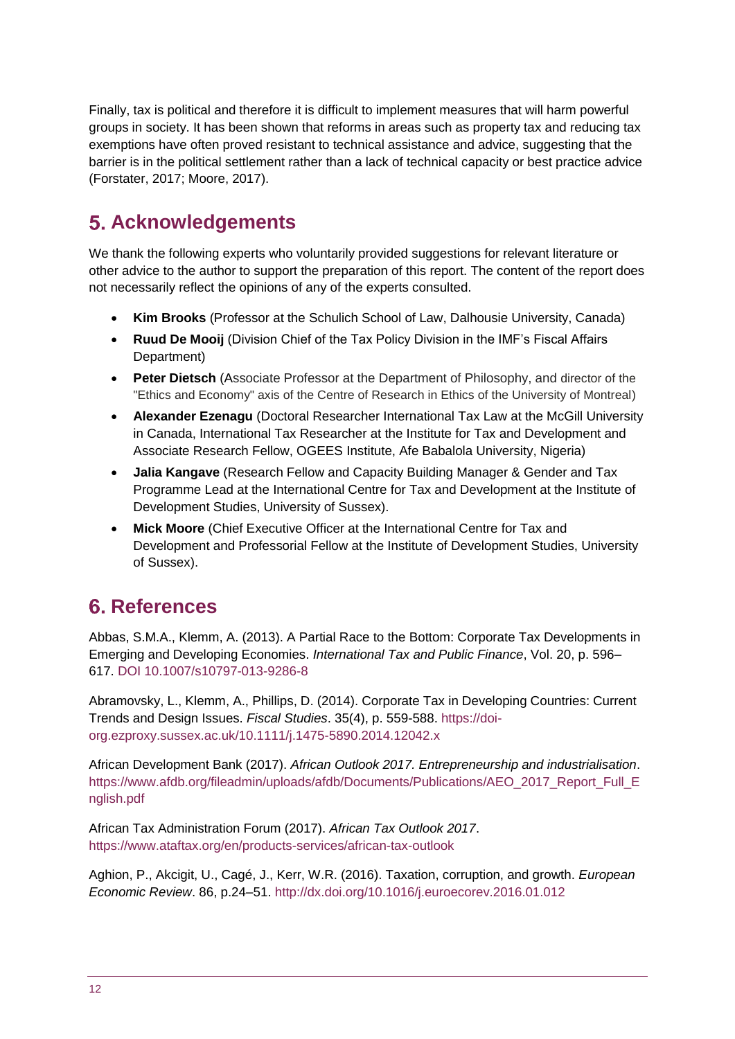Finally, tax is political and therefore it is difficult to implement measures that will harm powerful groups in society. It has been shown that reforms in areas such as property tax and reducing tax exemptions have often proved resistant to technical assistance and advice, suggesting that the barrier is in the political settlement rather than a lack of technical capacity or best practice advice (Forstater, 2017; Moore, 2017).

## 5. Acknowledgements

We thank the following experts who voluntarily provided suggestions for relevant literature or other advice to the author to support the preparation of this report. The content of the report does not necessarily reflect the opinions of any of the experts consulted.

- **Kim Brooks** (Professor at the Schulich School of Law, Dalhousie University, Canada)
- **Ruud De Mooij** (Division Chief of the Tax Policy Division in the IMF's Fiscal Affairs Department)
- **Peter Dietsch** (Associate Professor at the Department of Philosophy, and director of the "Ethics and Economy" axis of the Centre of Research in Ethics of the University of Montreal)
- **Alexander Ezenagu** (Doctoral Researcher International Tax Law at the McGill University in Canada, International Tax Researcher at the Institute for Tax and Development and Associate Research Fellow, OGEES Institute, Afe Babalola University, Nigeria)
- **Jalia Kangave** (Research Fellow and Capacity Building Manager & Gender and Tax Programme Lead at the International Centre for Tax and Development at the Institute of Development Studies, University of Sussex).
- **Mick Moore** (Chief Executive Officer at the International Centre for Tax and Development and Professorial Fellow at the Institute of Development Studies, University of Sussex).

## 6. References

Abbas, S.M.A., Klemm, A. (2013). A Partial Race to the Bottom: Corporate Tax Developments in Emerging and Developing Economies. *International Tax and Public Finance*, Vol. 20, p. 596–617. DOI 10.1007/s10797-013-9286-8

Abramovsky, L., Klemm, A., Phillips, D. (2014). Corporate Tax in Developing Countries: Current Trends and Design Issues. *Fiscal Studies*. 35(4), p. 559-588. https://doi-org.ezproxy.sussex.ac.uk/10.1111/j.1475-5890.2014.12042.x

African Development Bank (2017). *African Outlook 2017. Entrepreneurship and industrialisation*. https://www.afdb.org/fileadmin/uploads/afdb/Documents/Publications/AEO_2017_Report_Full_English.pdf

African Tax Administration Forum (2017). *African Tax Outlook 2017*. https://www.ataftax.org/en/products-services/african-tax-outlook

Aghion, P., Akcigit, U., Cagé, J., Kerr, W.R. (2016). Taxation, corruption, and growth. *European Economic Review*. 86, p.24–51. http://dx.doi.org/10.1016/j.euroecorev.2016.01.012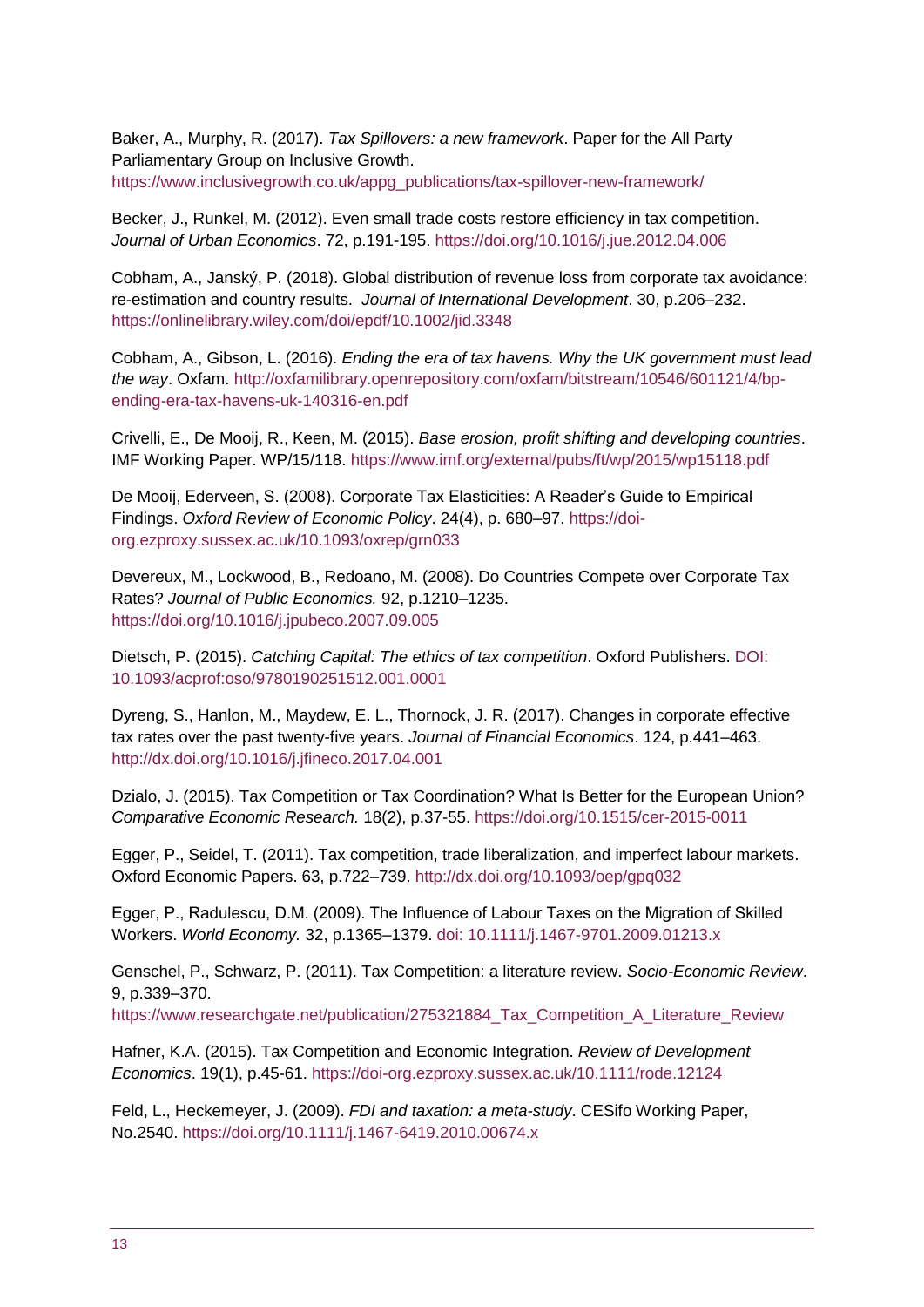Baker, A., Murphy, R. (2017). *Tax Spillovers: a new framework*. Paper for the All Party Parliamentary Group on Inclusive Growth. https://www.inclusivegrowth.co.uk/appg_publications/tax-spillover-new-framework/

Becker, J., Runkel, M. (2012). Even small trade costs restore efficiency in tax competition. *Journal of Urban Economics*. 72, p.191-195. https://doi.org/10.1016/j.jue.2012.04.006

Cobham, A., Janský, P. (2018). Global distribution of revenue loss from corporate tax avoidance: re-estimation and country results. *Journal of International Development*. 30, p.206–232. https://onlinelibrary.wiley.com/doi/epdf/10.1002/jid.3348

Cobham, A., Gibson, L. (2016). *Ending the era of tax havens. Why the UK government must lead the way*. Oxfam. http://oxfamilibrary.openrepository.com/oxfam/bitstream/10546/601121/4/bp-ending-era-tax-havens-uk-140316-en.pdf

Crivelli, E., De Mooij, R., Keen, M. (2015). *Base erosion, profit shifting and developing countries*. IMF Working Paper. WP/15/118. https://www.imf.org/external/pubs/ft/wp/2015/wp15118.pdf

De Mooij, Ederveen, S. (2008). Corporate Tax Elasticities: A Reader's Guide to Empirical Findings. *Oxford Review of Economic Policy*. 24(4), p. 680–97. https://doi-org.ezproxy.sussex.ac.uk/10.1093/oxrep/grn033

Devereux, M., Lockwood, B., Redoano, M. (2008). Do Countries Compete over Corporate Tax Rates? *Journal of Public Economics.* 92, p.1210–1235. https://doi.org/10.1016/j.jpubeco.2007.09.005

Dietsch, P. (2015). *Catching Capital: The ethics of tax competition*. Oxford Publishers. DOI: 10.1093/acprof:oso/9780190251512.001.0001

Dyreng, S., Hanlon, M., Maydew, E. L., Thornock, J. R. (2017). Changes in corporate effective tax rates over the past twenty-five years. *Journal of Financial Economics*. 124, p.441–463. http://dx.doi.org/10.1016/j.jfineco.2017.04.001

Dzialo, J. (2015). Tax Competition or Tax Coordination? What Is Better for the European Union? *Comparative Economic Research.* 18(2), p.37-55. https://doi.org/10.1515/cer-2015-0011

Egger, P., Seidel, T. (2011). Tax competition, trade liberalization, and imperfect labour markets. Oxford Economic Papers. 63, p.722–739. http://dx.doi.org/10.1093/oep/gpq032

Egger, P., Radulescu, D.M. (2009). The Influence of Labour Taxes on the Migration of Skilled Workers. *World Economy.* 32, p.1365–1379. doi: 10.1111/j.1467-9701.2009.01213.x

Genschel, P., Schwarz, P. (2011). Tax Competition: a literature review. *Socio-Economic Review*. 9, p.339–370. https://www.researchgate.net/publication/275321884_Tax_Competition_A_Literature_Review

Hafner, K.A. (2015). Tax Competition and Economic Integration. *Review of Development Economics*. 19(1), p.45-61. https://doi-org.ezproxy.sussex.ac.uk/10.1111/rode.12124

Feld, L., Heckemeyer, J. (2009). *FDI and taxation: a meta-study*. CESifo Working Paper, No.2540. https://doi.org/10.1111/j.1467-6419.2010.00674.x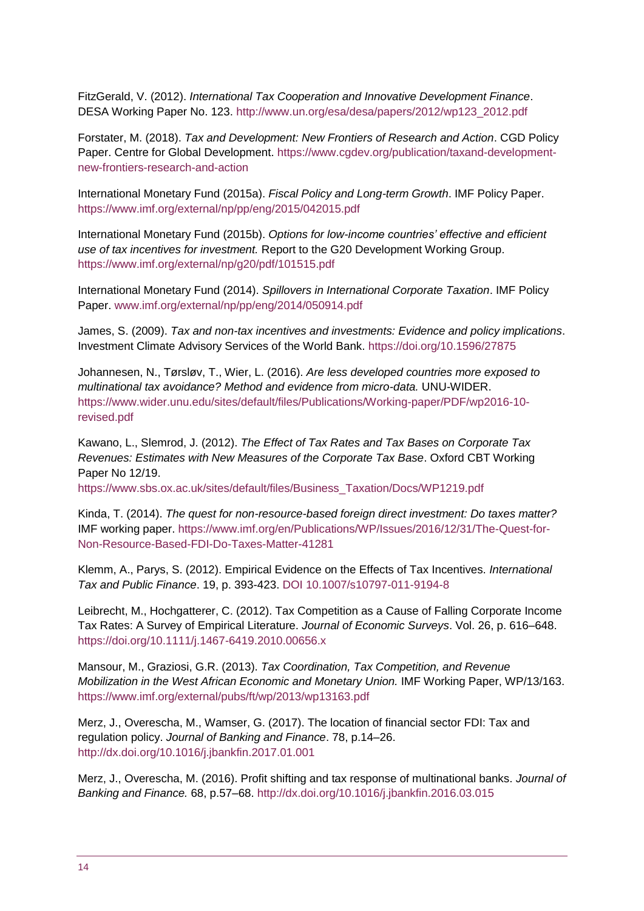FitzGerald, V. (2012). *International Tax Cooperation and Innovative Development Finance*. DESA Working Paper No. 123. http://www.un.org/esa/desa/papers/2012/wp123_2012.pdf

Forstater, M. (2018). *Tax and Development: New Frontiers of Research and Action*. CGD Policy Paper. Centre for Global Development. https://www.cgdev.org/publication/taxand-development-new-frontiers-research-and-action

International Monetary Fund (2015a). *Fiscal Policy and Long-term Growth*. IMF Policy Paper. https://www.imf.org/external/np/pp/eng/2015/042015.pdf

International Monetary Fund (2015b). *Options for low-income countries' effective and efficient use of tax incentives for investment.* Report to the G20 Development Working Group. https://www.imf.org/external/np/g20/pdf/101515.pdf

International Monetary Fund (2014). *Spillovers in International Corporate Taxation*. IMF Policy Paper. www.imf.org/external/np/pp/eng/2014/050914.pdf

James, S. (2009). *Tax and non-tax incentives and investments: Evidence and policy implications*. Investment Climate Advisory Services of the World Bank. https://doi.org/10.1596/27875

Johannesen, N., Tørsløv, T., Wier, L. (2016). *Are less developed countries more exposed to multinational tax avoidance? Method and evidence from micro-data.* UNU-WIDER. https://www.wider.unu.edu/sites/default/files/Publications/Working-paper/PDF/wp2016-10-revised.pdf

Kawano, L., Slemrod, J. (2012). *The Effect of Tax Rates and Tax Bases on Corporate Tax Revenues: Estimates with New Measures of the Corporate Tax Base*. Oxford CBT Working Paper No 12/19.
https://www.sbs.ox.ac.uk/sites/default/files/Business_Taxation/Docs/WP1219.pdf

Kinda, T. (2014). *The quest for non-resource-based foreign direct investment: Do taxes matter?* IMF working paper. https://www.imf.org/en/Publications/WP/Issues/2016/12/31/The-Quest-for-Non-Resource-Based-FDI-Do-Taxes-Matter-41281

Klemm, A., Parys, S. (2012). Empirical Evidence on the Effects of Tax Incentives. *International Tax and Public Finance*. 19, p. 393-423. DOI 10.1007/s10797-011-9194-8

Leibrecht, M., Hochgatterer, C. (2012). Tax Competition as a Cause of Falling Corporate Income Tax Rates: A Survey of Empirical Literature. *Journal of Economic Surveys*. Vol. 26, p. 616–648. https://doi.org/10.1111/j.1467-6419.2010.00656.x

Mansour, M., Graziosi, G.R. (2013). *Tax Coordination, Tax Competition, and Revenue Mobilization in the West African Economic and Monetary Union.* IMF Working Paper, WP/13/163. https://www.imf.org/external/pubs/ft/wp/2013/wp13163.pdf

Merz, J., Overescha, M., Wamser, G. (2017). The location of financial sector FDI: Tax and regulation policy. *Journal of Banking and Finance*. 78, p.14–26. http://dx.doi.org/10.1016/j.jbankfin.2017.01.001

Merz, J., Overescha, M. (2016). Profit shifting and tax response of multinational banks. *Journal of Banking and Finance.* 68, p.57–68. http://dx.doi.org/10.1016/j.jbankfin.2016.03.015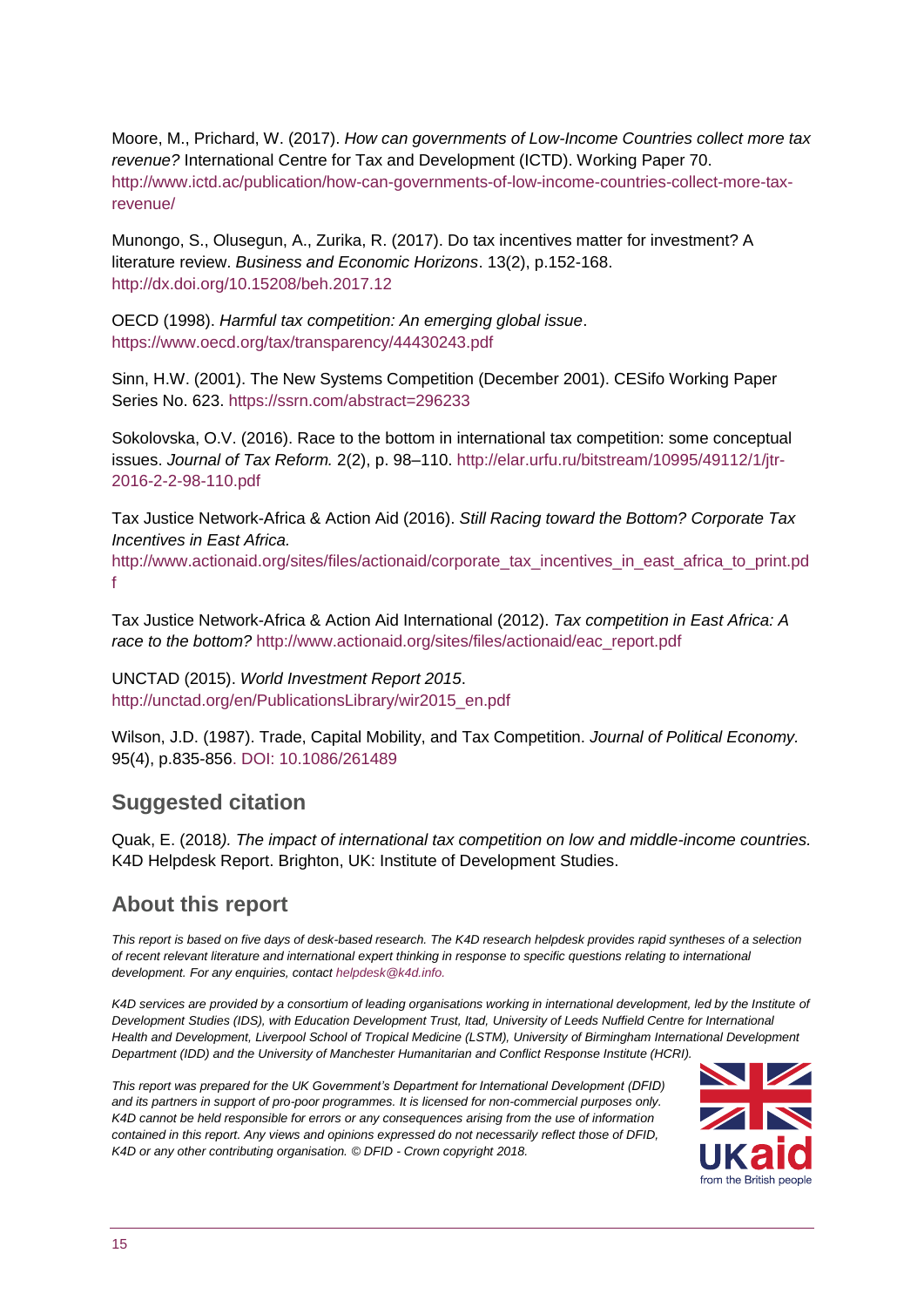Moore, M., Prichard, W. (2017). *How can governments of Low-Income Countries collect more tax revenue?* International Centre for Tax and Development (ICTD). Working Paper 70. http://www.ictd.ac/publication/how-can-governments-of-low-income-countries-collect-more-tax-revenue/

Munongo, S., Olusegun, A., Zurika, R. (2017). Do tax incentives matter for investment? A literature review. *Business and Economic Horizons*. 13(2), p.152-168. http://dx.doi.org/10.15208/beh.2017.12

OECD (1998). *Harmful tax competition: An emerging global issue*. https://www.oecd.org/tax/transparency/44430243.pdf

Sinn, H.W. (2001). The New Systems Competition (December 2001). CESifo Working Paper Series No. 623. https://ssrn.com/abstract=296233

Sokolovska, O.V. (2016). Race to the bottom in international tax competition: some conceptual issues. *Journal of Tax Reform.* 2(2), p. 98–110. http://elar.urfu.ru/bitstream/10995/49112/1/jtr-2016-2-2-98-110.pdf

Tax Justice Network-Africa & Action Aid (2016). *Still Racing toward the Bottom? Corporate Tax Incentives in East Africa.* http://www.actionaid.org/sites/files/actionaid/corporate_tax_incentives_in_east_africa_to_print.pdf

Tax Justice Network-Africa & Action Aid International (2012). *Tax competition in East Africa: A race to the bottom?* http://www.actionaid.org/sites/files/actionaid/eac_report.pdf

UNCTAD (2015). *World Investment Report 2015*. http://unctad.org/en/PublicationsLibrary/wir2015_en.pdf

Wilson, J.D. (1987). Trade, Capital Mobility, and Tax Competition. *Journal of Political Economy.* 95(4), p.835-856. DOI: 10.1086/261489

## Suggested citation

Quak, E. (2018*). The impact of international tax competition on low and middle-income countries.* K4D Helpdesk Report. Brighton, UK: Institute of Development Studies.

## About this report

*This report is based on five days of desk-based research. The K4D research helpdesk provides rapid syntheses of a selection of recent relevant literature and international expert thinking in response to specific questions relating to international development. For any enquiries, contact helpdesk@k4d.info.*

*K4D services are provided by a consortium of leading organisations working in international development, led by the Institute of Development Studies (IDS), with Education Development Trust, Itad, University of Leeds Nuffield Centre for International Health and Development, Liverpool School of Tropical Medicine (LSTM), University of Birmingham International Development Department (IDD) and the University of Manchester Humanitarian and Conflict Response Institute (HCRI).*

*This report was prepared for the UK Government's Department for International Development (DFID) and its partners in support of pro-poor programmes. It is licensed for non-commercial purposes only. K4D cannot be held responsible for errors or any consequences arising from the use of information contained in this report. Any views and opinions expressed do not necessarily reflect those of DFID, K4D or any other contributing organisation. © DFID - Crown copyright 2018.*

UKaid from the British people